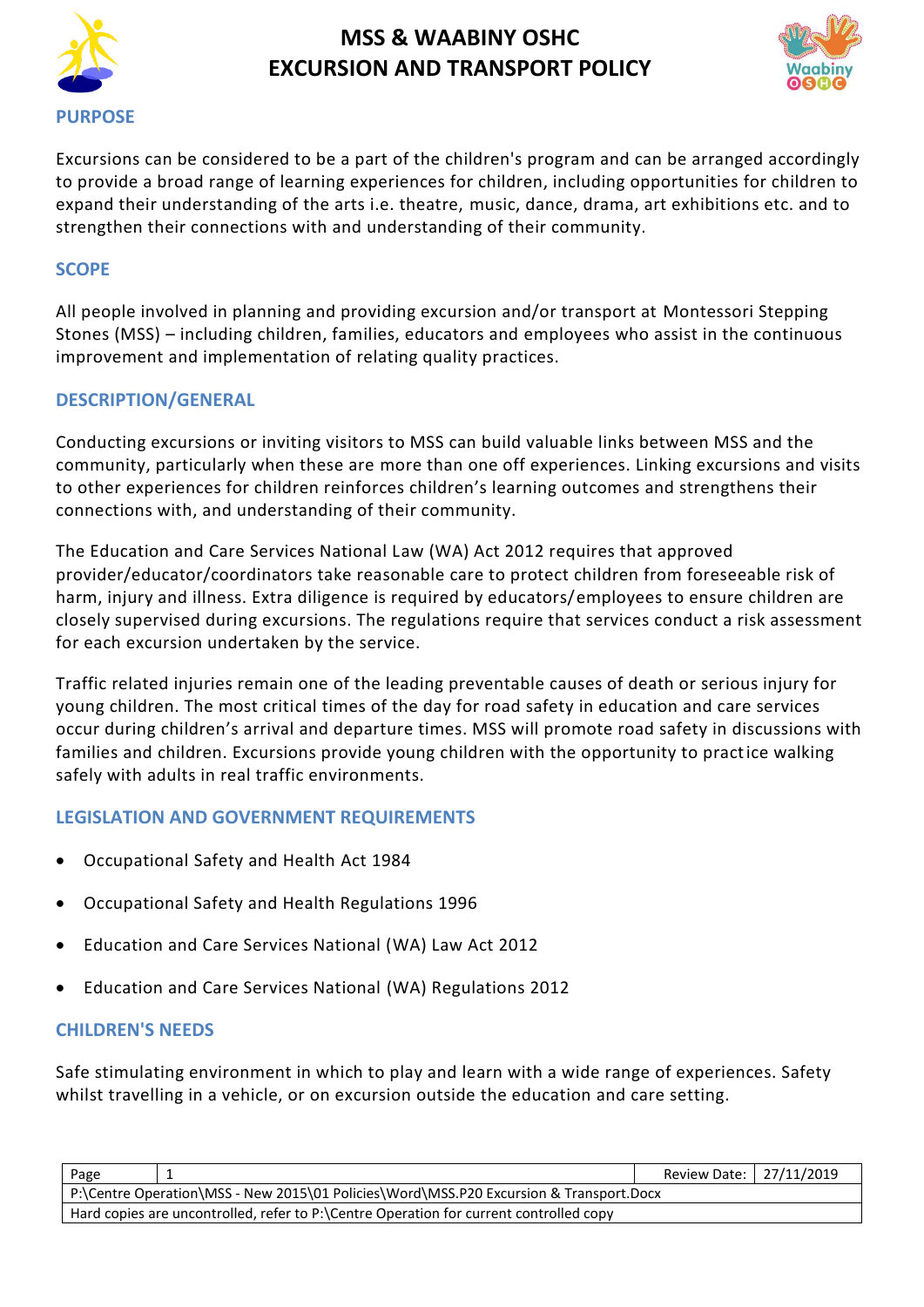# MSS & WAABINY OSHC
# EXCURSION AND TRANSPORT POLICY

## PURPOSE

Excursions can be considered to be a part of the children's program and can be arranged accordingly to provide a broad range of learning experiences for children, including opportunities for children to expand their understanding of the arts i.e. theatre, music, dance, drama, art exhibitions etc. and to strengthen their connections with and understanding of their community.

## SCOPE

All people involved in planning and providing excursion and/or transport at Montessori Stepping Stones (MSS) – including children, families, educators and employees who assist in the continuous improvement and implementation of relating quality practices.

## DESCRIPTION/GENERAL

Conducting excursions or inviting visitors to MSS can build valuable links between MSS and the community, particularly when these are more than one off experiences. Linking excursions and visits to other experiences for children reinforces children's learning outcomes and strengthens their connections with, and understanding of their community.

The Education and Care Services National Law (WA) Act 2012 requires that approved provider/educator/coordinators take reasonable care to protect children from foreseeable risk of harm, injury and illness. Extra diligence is required by educators/employees to ensure children are closely supervised during excursions. The regulations require that services conduct a risk assessment for each excursion undertaken by the service.

Traffic related injuries remain one of the leading preventable causes of death or serious injury for young children. The most critical times of the day for road safety in education and care services occur during children's arrival and departure times. MSS will promote road safety in discussions with families and children. Excursions provide young children with the opportunity to practice walking safely with adults in real traffic environments.

## LEGISLATION AND GOVERNMENT REQUIREMENTS

- Occupational Safety and Health Act 1984
- Occupational Safety and Health Regulations 1996
- Education and Care Services National (WA) Law Act 2012
- Education and Care Services National (WA) Regulations 2012

## CHILDREN'S NEEDS

Safe stimulating environment in which to play and learn with a wide range of experiences. Safety whilst travelling in a vehicle, or on excursion outside the education and care setting.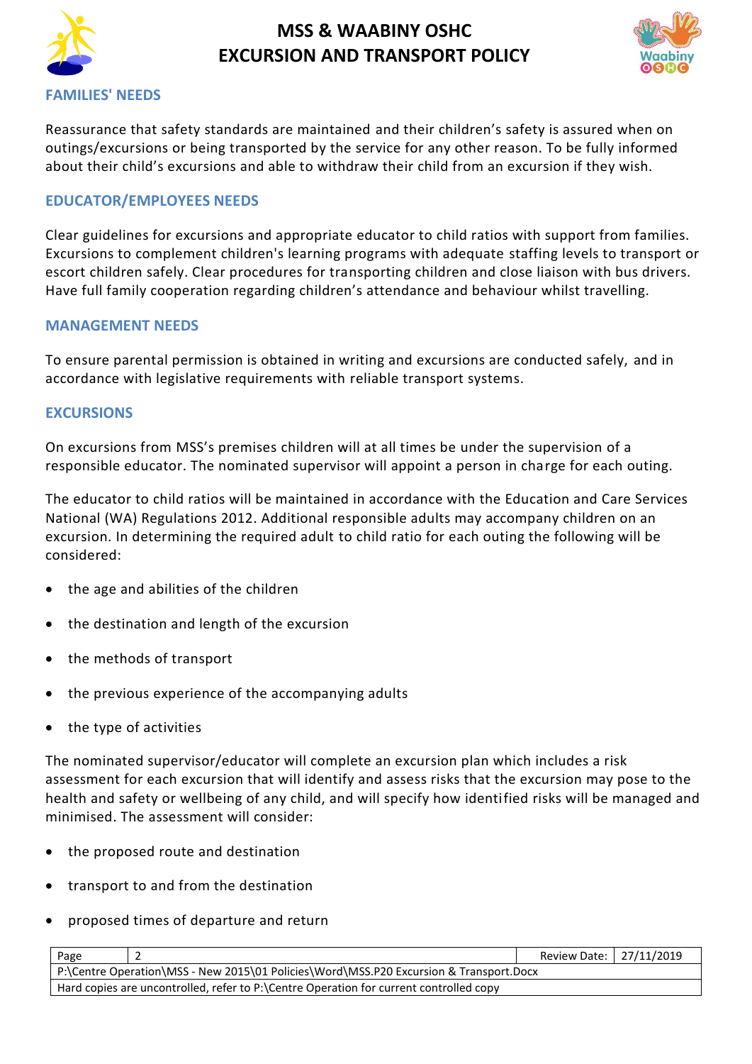## FAMILIES' NEEDS

Reassurance that safety standards are maintained and their children's safety is assured when on outings/excursions or being transported by the service for any other reason. To be fully informed about their child's excursions and able to withdraw their child from an excursion if they wish.

## EDUCATOR/EMPLOYEES NEEDS

Clear guidelines for excursions and appropriate educator to child ratios with support from families. Excursions to complement children's learning programs with adequate staffing levels to transport or escort children safely. Clear procedures for transporting children and close liaison with bus drivers. Have full family cooperation regarding children's attendance and behaviour whilst travelling.

## MANAGEMENT NEEDS

To ensure parental permission is obtained in writing and excursions are conducted safely, and in accordance with legislative requirements with reliable transport systems.

## EXCURSIONS

On excursions from MSS's premises children will at all times be under the supervision of a responsible educator. The nominated supervisor will appoint a person in charge for each outing.

The educator to child ratios will be maintained in accordance with the Education and Care Services National (WA) Regulations 2012. Additional responsible adults may accompany children on an excursion. In determining the required adult to child ratio for each outing the following will be considered:

- the age and abilities of the children
- the destination and length of the excursion
- the methods of transport
- the previous experience of the accompanying adults
- the type of activities

The nominated supervisor/educator will complete an excursion plan which includes a risk assessment for each excursion that will identify and assess risks that the excursion may pose to the health and safety or wellbeing of any child, and will specify how identified risks will be managed and minimised. The assessment will consider:

- the proposed route and destination
- transport to and from the destination
- proposed times of departure and return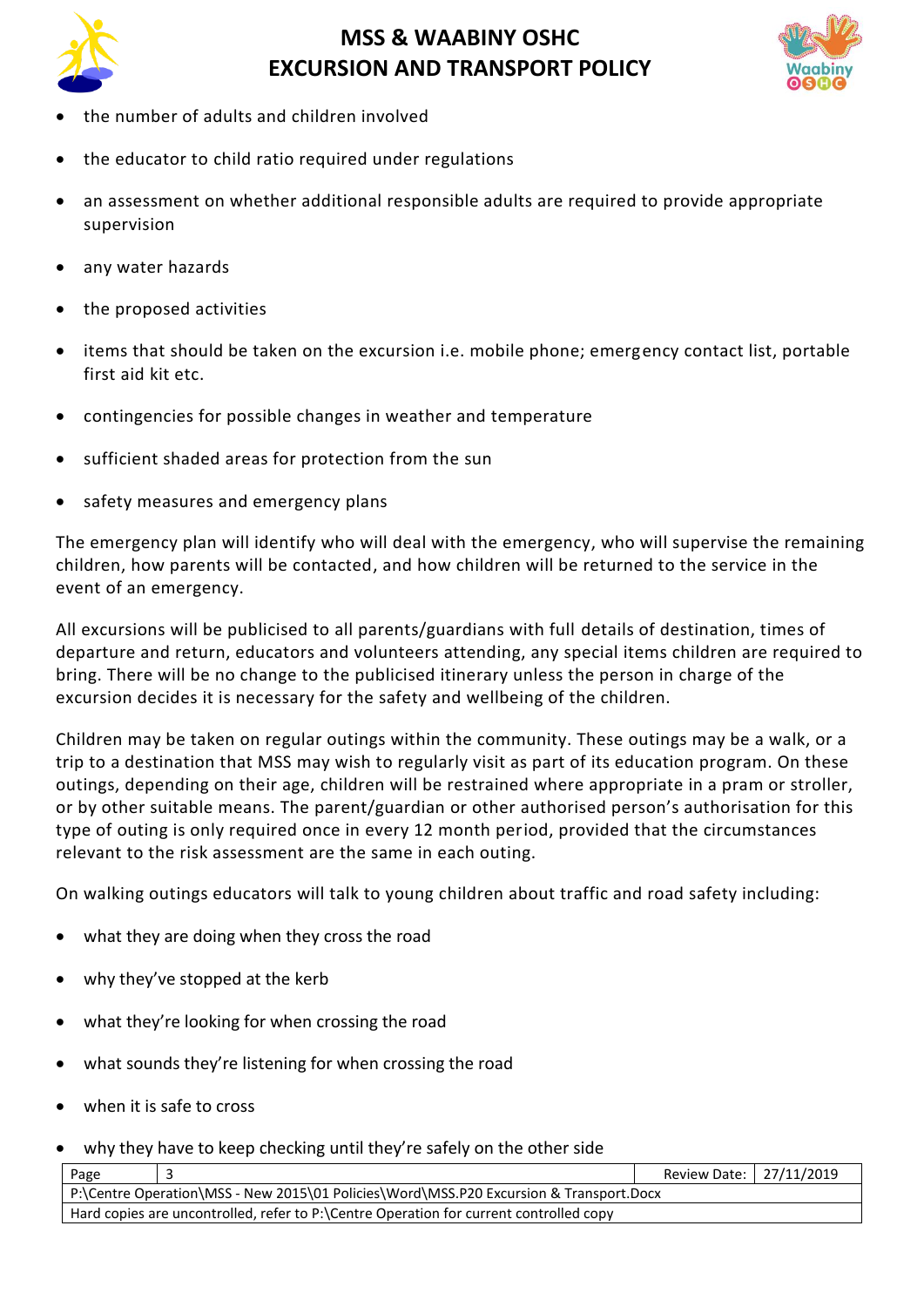- the number of adults and children involved
- the educator to child ratio required under regulations
- an assessment on whether additional responsible adults are required to provide appropriate supervision
- any water hazards
- the proposed activities
- items that should be taken on the excursion i.e. mobile phone; emergency contact list, portable first aid kit etc.
- contingencies for possible changes in weather and temperature
- sufficient shaded areas for protection from the sun
- safety measures and emergency plans

The emergency plan will identify who will deal with the emergency, who will supervise the remaining children, how parents will be contacted, and how children will be returned to the service in the event of an emergency.

All excursions will be publicised to all parents/guardians with full details of destination, times of departure and return, educators and volunteers attending, any special items children are required to bring. There will be no change to the publicised itinerary unless the person in charge of the excursion decides it is necessary for the safety and wellbeing of the children.

Children may be taken on regular outings within the community. These outings may be a walk, or a trip to a destination that MSS may wish to regularly visit as part of its education program. On these outings, depending on their age, children will be restrained where appropriate in a pram or stroller, or by other suitable means. The parent/guardian or other authorised person's authorisation for this type of outing is only required once in every 12 month period, provided that the circumstances relevant to the risk assessment are the same in each outing.

On walking outings educators will talk to young children about traffic and road safety including:

- what they are doing when they cross the road
- why they've stopped at the kerb
- what they're looking for when crossing the road
- what sounds they're listening for when crossing the road
- when it is safe to cross
- why they have to keep checking until they're safely on the other side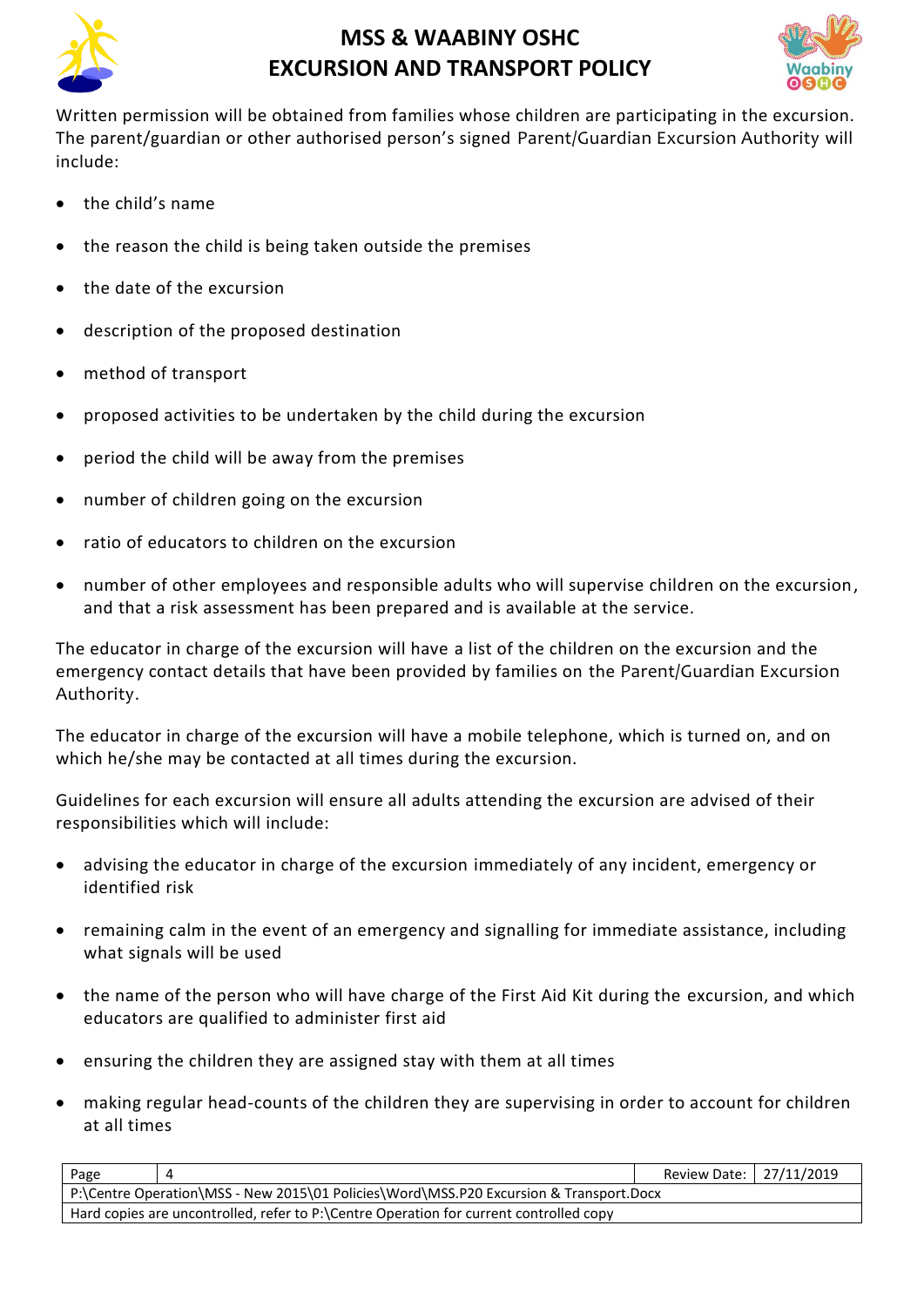Written permission will be obtained from families whose children are participating in the excursion. The parent/guardian or other authorised person's signed Parent/Guardian Excursion Authority will include:

- the child's name
- the reason the child is being taken outside the premises
- the date of the excursion
- description of the proposed destination
- method of transport
- proposed activities to be undertaken by the child during the excursion
- period the child will be away from the premises
- number of children going on the excursion
- ratio of educators to children on the excursion
- number of other employees and responsible adults who will supervise children on the excursion, and that a risk assessment has been prepared and is available at the service.

The educator in charge of the excursion will have a list of the children on the excursion and the emergency contact details that have been provided by families on the Parent/Guardian Excursion Authority.

The educator in charge of the excursion will have a mobile telephone, which is turned on, and on which he/she may be contacted at all times during the excursion.

Guidelines for each excursion will ensure all adults attending the excursion are advised of their responsibilities which will include:

- advising the educator in charge of the excursion immediately of any incident, emergency or identified risk
- remaining calm in the event of an emergency and signalling for immediate assistance, including what signals will be used
- the name of the person who will have charge of the First Aid Kit during the excursion, and which educators are qualified to administer first aid
- ensuring the children they are assigned stay with them at all times
- making regular head-counts of the children they are supervising in order to account for children at all times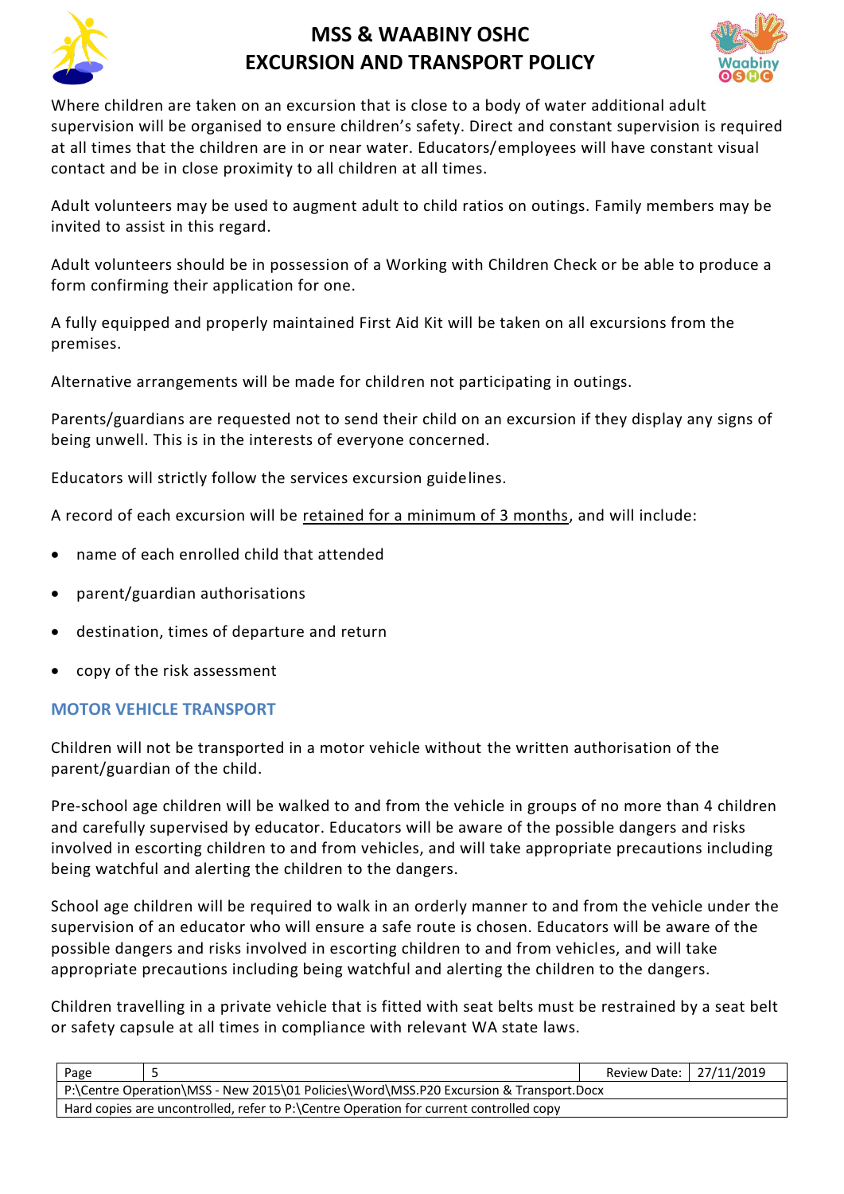Where children are taken on an excursion that is close to a body of water additional adult supervision will be organised to ensure children's safety. Direct and constant supervision is required at all times that the children are in or near water. Educators/employees will have constant visual contact and be in close proximity to all children at all times.

Adult volunteers may be used to augment adult to child ratios on outings. Family members may be invited to assist in this regard.

Adult volunteers should be in possession of a Working with Children Check or be able to produce a form confirming their application for one.

A fully equipped and properly maintained First Aid Kit will be taken on all excursions from the premises.

Alternative arrangements will be made for children not participating in outings.

Parents/guardians are requested not to send their child on an excursion if they display any signs of being unwell. This is in the interests of everyone concerned.

Educators will strictly follow the services excursion guidelines.

A record of each excursion will be retained for a minimum of 3 months, and will include:

- name of each enrolled child that attended
- parent/guardian authorisations
- destination, times of departure and return
- copy of the risk assessment

## MOTOR VEHICLE TRANSPORT

Children will not be transported in a motor vehicle without the written authorisation of the parent/guardian of the child.

Pre-school age children will be walked to and from the vehicle in groups of no more than 4 children and carefully supervised by educator. Educators will be aware of the possible dangers and risks involved in escorting children to and from vehicles, and will take appropriate precautions including being watchful and alerting the children to the dangers.

School age children will be required to walk in an orderly manner to and from the vehicle under the supervision of an educator who will ensure a safe route is chosen. Educators will be aware of the possible dangers and risks involved in escorting children to and from vehicles, and will take appropriate precautions including being watchful and alerting the children to the dangers.

Children travelling in a private vehicle that is fitted with seat belts must be restrained by a seat belt or safety capsule at all times in compliance with relevant WA state laws.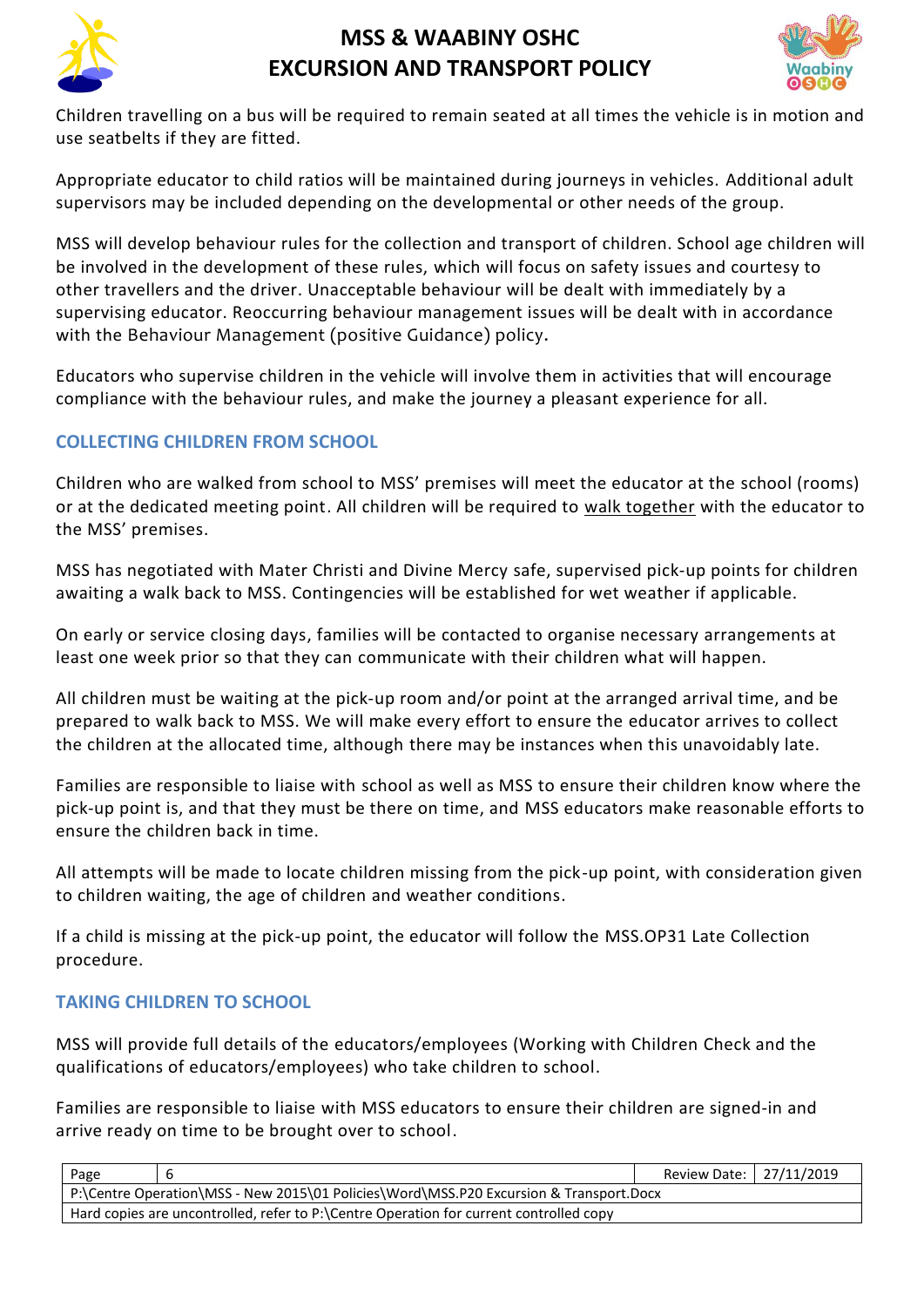Children travelling on a bus will be required to remain seated at all times the vehicle is in motion and use seatbelts if they are fitted.

Appropriate educator to child ratios will be maintained during journeys in vehicles. Additional adult supervisors may be included depending on the developmental or other needs of the group.

MSS will develop behaviour rules for the collection and transport of children. School age children will be involved in the development of these rules, which will focus on safety issues and courtesy to other travellers and the driver. Unacceptable behaviour will be dealt with immediately by a supervising educator. Reoccurring behaviour management issues will be dealt with in accordance with the Behaviour Management (positive Guidance) policy.

Educators who supervise children in the vehicle will involve them in activities that will encourage compliance with the behaviour rules, and make the journey a pleasant experience for all.

### COLLECTING CHILDREN FROM SCHOOL

Children who are walked from school to MSS' premises will meet the educator at the school (rooms) or at the dedicated meeting point. All children will be required to walk together with the educator to the MSS' premises.

MSS has negotiated with Mater Christi and Divine Mercy safe, supervised pick-up points for children awaiting a walk back to MSS. Contingencies will be established for wet weather if applicable.

On early or service closing days, families will be contacted to organise necessary arrangements at least one week prior so that they can communicate with their children what will happen.

All children must be waiting at the pick-up room and/or point at the arranged arrival time, and be prepared to walk back to MSS. We will make every effort to ensure the educator arrives to collect the children at the allocated time, although there may be instances when this unavoidably late.

Families are responsible to liaise with school as well as MSS to ensure their children know where the pick-up point is, and that they must be there on time, and MSS educators make reasonable efforts to ensure the children back in time.

All attempts will be made to locate children missing from the pick-up point, with consideration given to children waiting, the age of children and weather conditions.

If a child is missing at the pick-up point, the educator will follow the MSS.OP31 Late Collection procedure.

### TAKING CHILDREN TO SCHOOL

MSS will provide full details of the educators/employees (Working with Children Check and the qualifications of educators/employees) who take children to school.

Families are responsible to liaise with MSS educators to ensure their children are signed-in and arrive ready on time to be brought over to school.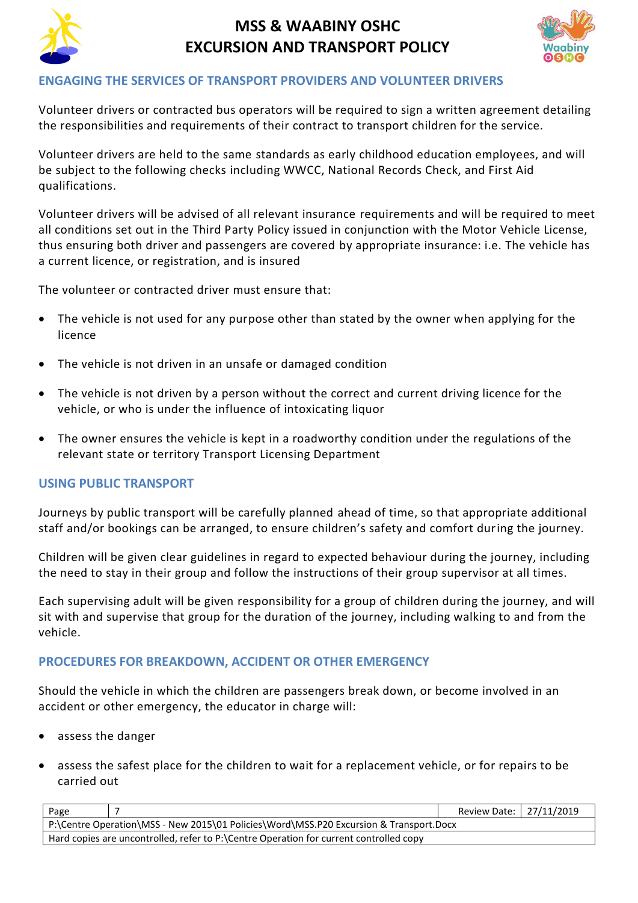## ENGAGING THE SERVICES OF TRANSPORT PROVIDERS AND VOLUNTEER DRIVERS

Volunteer drivers or contracted bus operators will be required to sign a written agreement detailing the responsibilities and requirements of their contract to transport children for the service.

Volunteer drivers are held to the same standards as early childhood education employees, and will be subject to the following checks including WWCC, National Records Check, and First Aid qualifications.

Volunteer drivers will be advised of all relevant insurance requirements and will be required to meet all conditions set out in the Third Party Policy issued in conjunction with the Motor Vehicle License, thus ensuring both driver and passengers are covered by appropriate insurance: i.e. The vehicle has a current licence, or registration, and is insured

The volunteer or contracted driver must ensure that:

- The vehicle is not used for any purpose other than stated by the owner when applying for the licence
- The vehicle is not driven in an unsafe or damaged condition
- The vehicle is not driven by a person without the correct and current driving licence for the vehicle, or who is under the influence of intoxicating liquor
- The owner ensures the vehicle is kept in a roadworthy condition under the regulations of the relevant state or territory Transport Licensing Department

## USING PUBLIC TRANSPORT

Journeys by public transport will be carefully planned ahead of time, so that appropriate additional staff and/or bookings can be arranged, to ensure children's safety and comfort during the journey.

Children will be given clear guidelines in regard to expected behaviour during the journey, including the need to stay in their group and follow the instructions of their group supervisor at all times.

Each supervising adult will be given responsibility for a group of children during the journey, and will sit with and supervise that group for the duration of the journey, including walking to and from the vehicle.

## PROCEDURES FOR BREAKDOWN, ACCIDENT OR OTHER EMERGENCY

Should the vehicle in which the children are passengers break down, or become involved in an accident or other emergency, the educator in charge will:

- assess the danger
- assess the safest place for the children to wait for a replacement vehicle, or for repairs to be carried out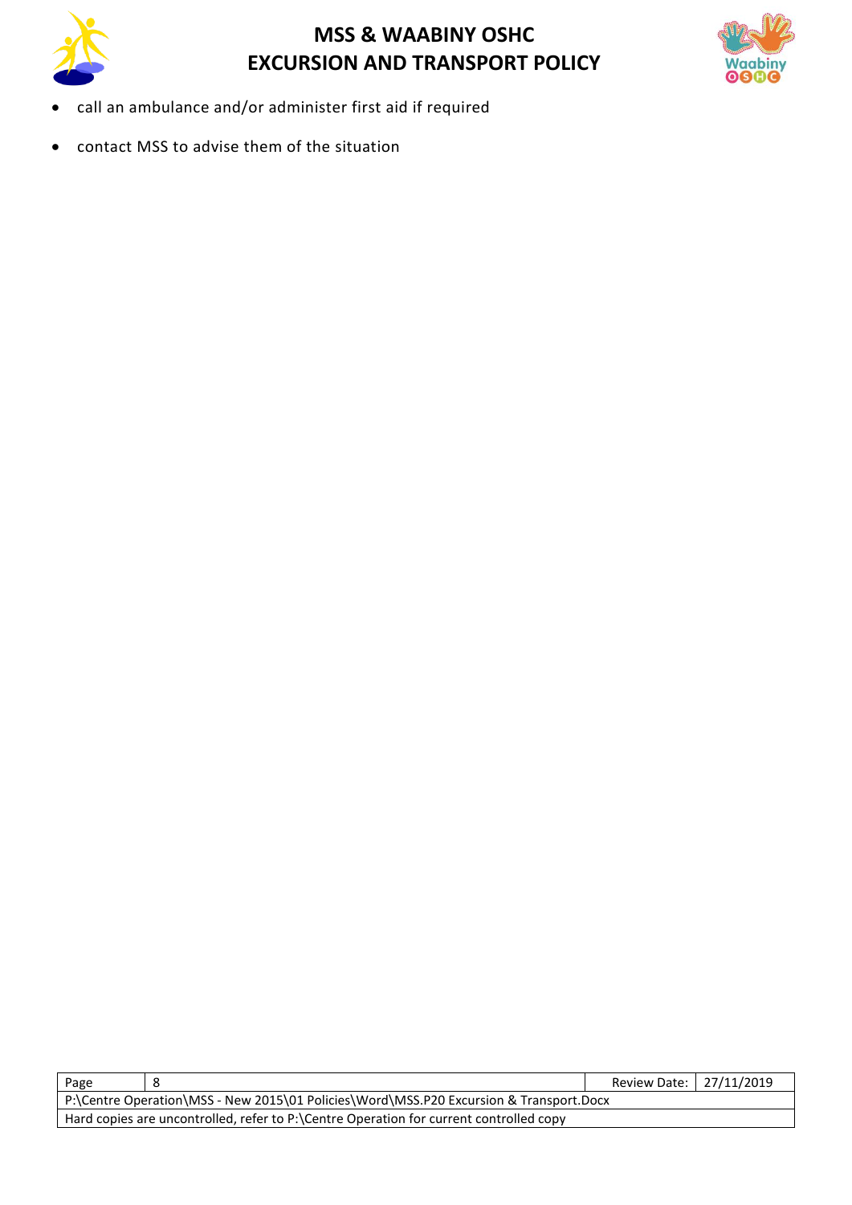- call an ambulance and/or administer first aid if required
- contact MSS to advise them of the situation